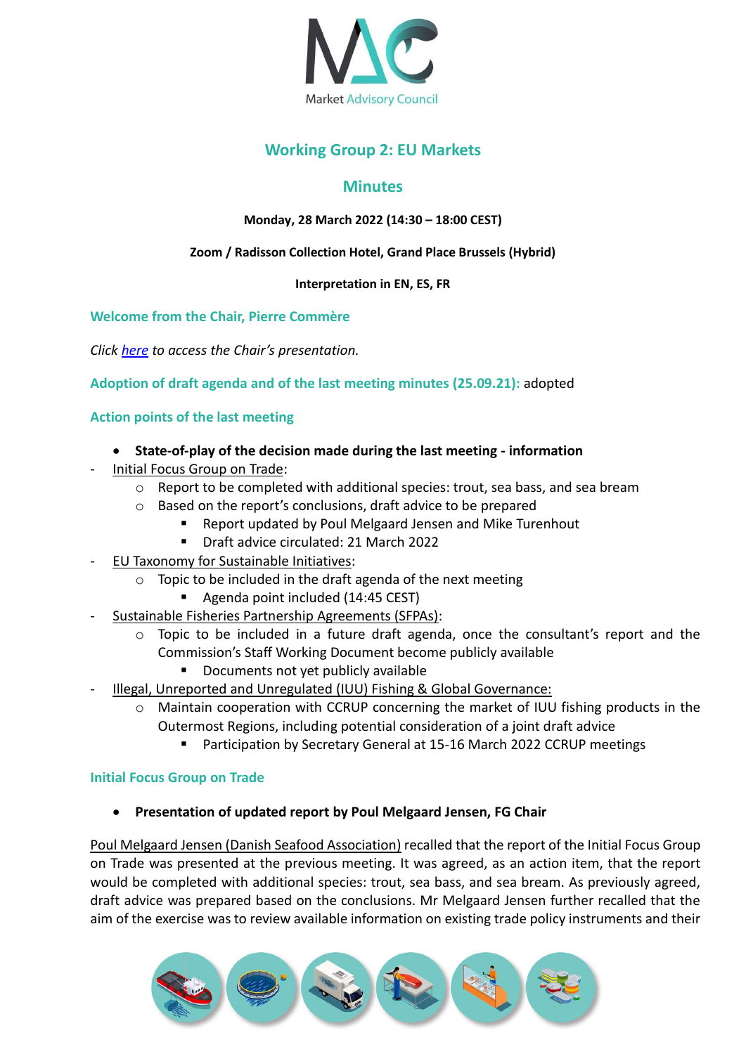Market Advisory Council

# Working Group 2: EU Markets

## Minutes

**Monday, 28 March 2022 (14:30 – 18:00 CEST)**

**Zoom / Radisson Collection Hotel, Grand Place Brussels (Hybrid)**

**Interpretation in EN, ES, FR**

### Welcome from the Chair, Pierre Commère

*Click here to access the Chair's presentation.*

### Adoption of draft agenda and of the last meeting minutes (25.09.21): adopted

### Action points of the last meeting

- **State-of-play of the decision made during the last meeting - information**

- Initial Focus Group on Trade:
  - Report to be completed with additional species: trout, sea bass, and sea bream
  - Based on the report's conclusions, draft advice to be prepared
    - Report updated by Poul Melgaard Jensen and Mike Turenhout
    - Draft advice circulated: 21 March 2022
- EU Taxonomy for Sustainable Initiatives:
  - Topic to be included in the draft agenda of the next meeting
    - Agenda point included (14:45 CEST)
- Sustainable Fisheries Partnership Agreements (SFPAs):
  - Topic to be included in a future draft agenda, once the consultant's report and the Commission's Staff Working Document become publicly available
    - Documents not yet publicly available
- Illegal, Unreported and Unregulated (IUU) Fishing & Global Governance:
  - Maintain cooperation with CCRUP concerning the market of IUU fishing products in the Outermost Regions, including potential consideration of a joint draft advice
    - Participation by Secretary General at 15-16 March 2022 CCRUP meetings

### Initial Focus Group on Trade

- **Presentation of updated report by Poul Melgaard Jensen, FG Chair**

Poul Melgaard Jensen (Danish Seafood Association) recalled that the report of the Initial Focus Group on Trade was presented at the previous meeting. It was agreed, as an action item, that the report would be completed with additional species: trout, sea bass, and sea bream. As previously agreed, draft advice was prepared based on the conclusions. Mr Melgaard Jensen further recalled that the aim of the exercise was to review available information on existing trade policy instruments and their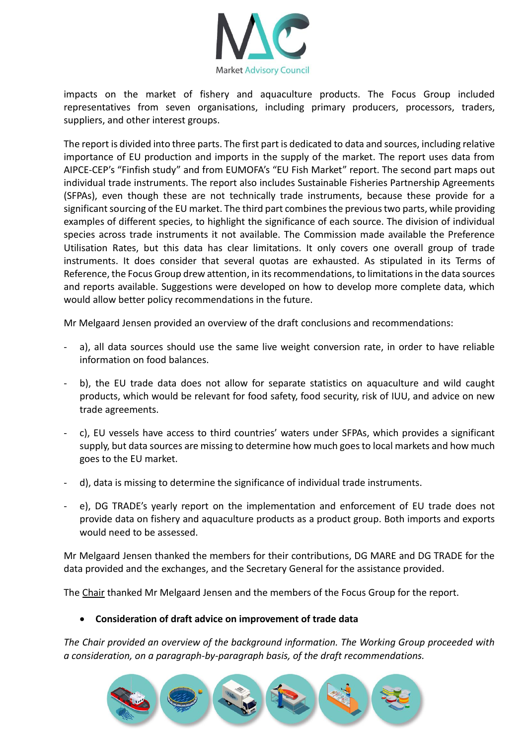impacts on the market of fishery and aquaculture products. The Focus Group included representatives from seven organisations, including primary producers, processors, traders, suppliers, and other interest groups.

The report is divided into three parts. The first part is dedicated to data and sources, including relative importance of EU production and imports in the supply of the market. The report uses data from AIPCE-CEP's "Finfish study" and from EUMOFA's "EU Fish Market" report. The second part maps out individual trade instruments. The report also includes Sustainable Fisheries Partnership Agreements (SFPAs), even though these are not technically trade instruments, because these provide for a significant sourcing of the EU market. The third part combines the previous two parts, while providing examples of different species, to highlight the significance of each source. The division of individual species across trade instruments it not available. The Commission made available the Preference Utilisation Rates, but this data has clear limitations. It only covers one overall group of trade instruments. It does consider that several quotas are exhausted. As stipulated in its Terms of Reference, the Focus Group drew attention, in its recommendations, to limitations in the data sources and reports available. Suggestions were developed on how to develop more complete data, which would allow better policy recommendations in the future.

Mr Melgaard Jensen provided an overview of the draft conclusions and recommendations:

- a), all data sources should use the same live weight conversion rate, in order to have reliable information on food balances.
- b), the EU trade data does not allow for separate statistics on aquaculture and wild caught products, which would be relevant for food safety, food security, risk of IUU, and advice on new trade agreements.
- c), EU vessels have access to third countries' waters under SFPAs, which provides a significant supply, but data sources are missing to determine how much goes to local markets and how much goes to the EU market.
- d), data is missing to determine the significance of individual trade instruments.
- e), DG TRADE's yearly report on the implementation and enforcement of EU trade does not provide data on fishery and aquaculture products as a product group. Both imports and exports would need to be assessed.

Mr Melgaard Jensen thanked the members for their contributions, DG MARE and DG TRADE for the data provided and the exchanges, and the Secretary General for the assistance provided.

The Chair thanked Mr Melgaard Jensen and the members of the Focus Group for the report.

- **Consideration of draft advice on improvement of trade data**

*The Chair provided an overview of the background information. The Working Group proceeded with a consideration, on a paragraph-by-paragraph basis, of the draft recommendations.*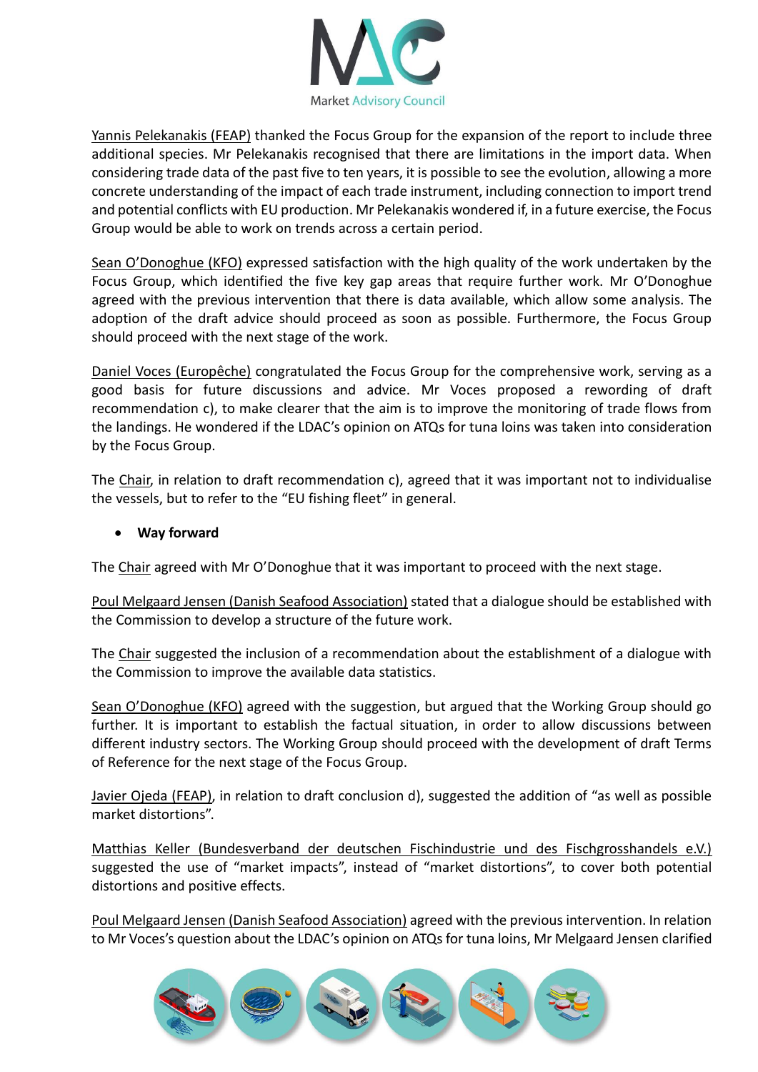Yannis Pelekanakis (FEAP) thanked the Focus Group for the expansion of the report to include three additional species. Mr Pelekanakis recognised that there are limitations in the import data. When considering trade data of the past five to ten years, it is possible to see the evolution, allowing a more concrete understanding of the impact of each trade instrument, including connection to import trend and potential conflicts with EU production. Mr Pelekanakis wondered if, in a future exercise, the Focus Group would be able to work on trends across a certain period.

Sean O'Donoghue (KFO) expressed satisfaction with the high quality of the work undertaken by the Focus Group, which identified the five key gap areas that require further work. Mr O'Donoghue agreed with the previous intervention that there is data available, which allow some analysis. The adoption of the draft advice should proceed as soon as possible. Furthermore, the Focus Group should proceed with the next stage of the work.

Daniel Voces (Europêche) congratulated the Focus Group for the comprehensive work, serving as a good basis for future discussions and advice. Mr Voces proposed a rewording of draft recommendation c), to make clearer that the aim is to improve the monitoring of trade flows from the landings. He wondered if the LDAC's opinion on ATQs for tuna loins was taken into consideration by the Focus Group.

The Chair, in relation to draft recommendation c), agreed that it was important not to individualise the vessels, but to refer to the "EU fishing fleet" in general.

- **Way forward**

The Chair agreed with Mr O'Donoghue that it was important to proceed with the next stage.

Poul Melgaard Jensen (Danish Seafood Association) stated that a dialogue should be established with the Commission to develop a structure of the future work.

The Chair suggested the inclusion of a recommendation about the establishment of a dialogue with the Commission to improve the available data statistics.

Sean O'Donoghue (KFO) agreed with the suggestion, but argued that the Working Group should go further. It is important to establish the factual situation, in order to allow discussions between different industry sectors. The Working Group should proceed with the development of draft Terms of Reference for the next stage of the Focus Group.

Javier Ojeda (FEAP), in relation to draft conclusion d), suggested the addition of "as well as possible market distortions".

Matthias Keller (Bundesverband der deutschen Fischindustrie und des Fischgrosshandels e.V.) suggested the use of "market impacts", instead of "market distortions", to cover both potential distortions and positive effects.

Poul Melgaard Jensen (Danish Seafood Association) agreed with the previous intervention. In relation to Mr Voces's question about the LDAC's opinion on ATQs for tuna loins, Mr Melgaard Jensen clarified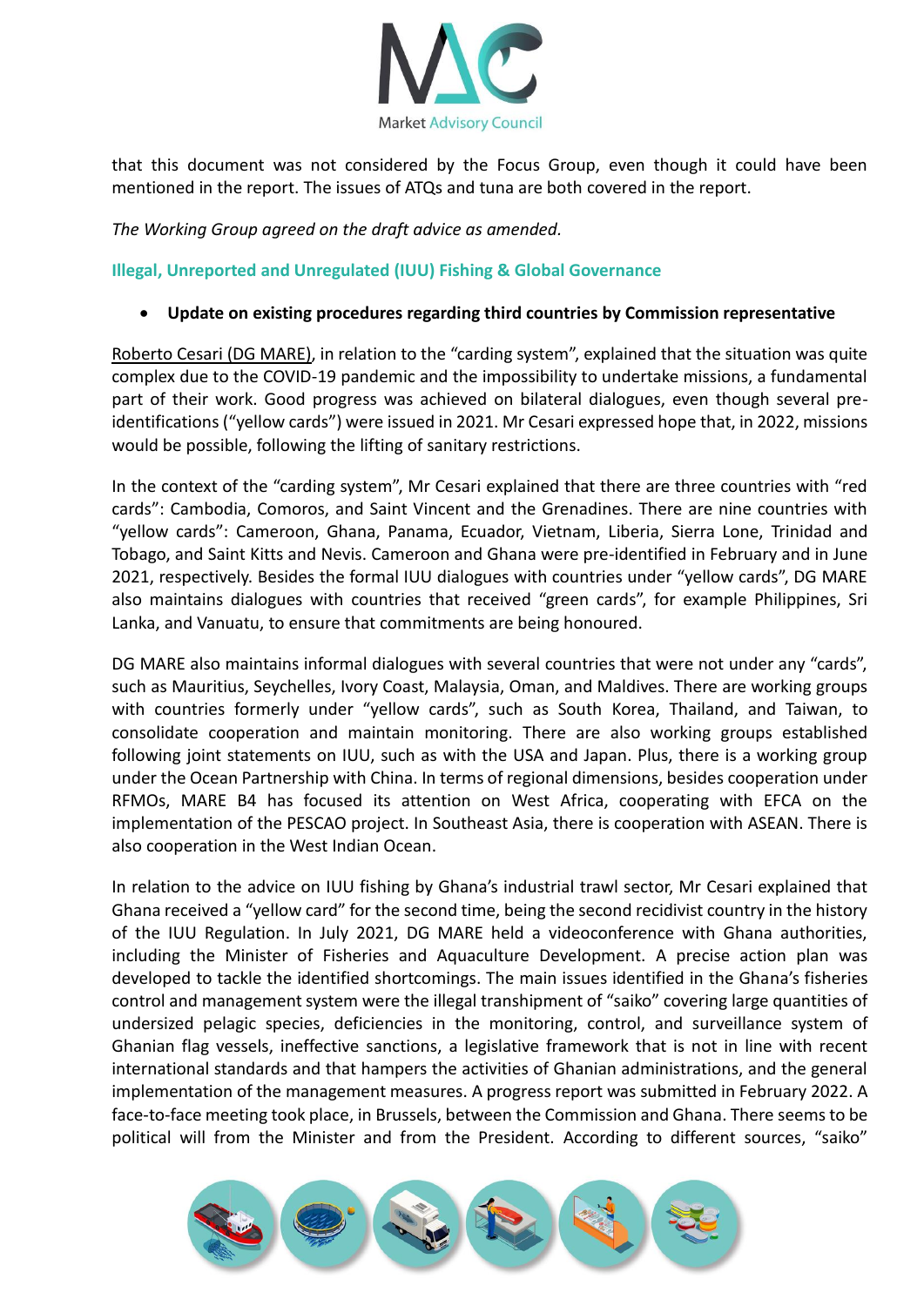that this document was not considered by the Focus Group, even though it could have been mentioned in the report. The issues of ATQs and tuna are both covered in the report.

*The Working Group agreed on the draft advice as amended.*

### Illegal, Unreported and Unregulated (IUU) Fishing & Global Governance

- **Update on existing procedures regarding third countries by Commission representative**

Roberto Cesari (DG MARE), in relation to the "carding system", explained that the situation was quite complex due to the COVID-19 pandemic and the impossibility to undertake missions, a fundamental part of their work. Good progress was achieved on bilateral dialogues, even though several pre-identifications ("yellow cards") were issued in 2021. Mr Cesari expressed hope that, in 2022, missions would be possible, following the lifting of sanitary restrictions.

In the context of the "carding system", Mr Cesari explained that there are three countries with "red cards": Cambodia, Comoros, and Saint Vincent and the Grenadines. There are nine countries with "yellow cards": Cameroon, Ghana, Panama, Ecuador, Vietnam, Liberia, Sierra Lone, Trinidad and Tobago, and Saint Kitts and Nevis. Cameroon and Ghana were pre-identified in February and in June 2021, respectively. Besides the formal IUU dialogues with countries under "yellow cards", DG MARE also maintains dialogues with countries that received "green cards", for example Philippines, Sri Lanka, and Vanuatu, to ensure that commitments are being honoured.

DG MARE also maintains informal dialogues with several countries that were not under any "cards", such as Mauritius, Seychelles, Ivory Coast, Malaysia, Oman, and Maldives. There are working groups with countries formerly under "yellow cards", such as South Korea, Thailand, and Taiwan, to consolidate cooperation and maintain monitoring. There are also working groups established following joint statements on IUU, such as with the USA and Japan. Plus, there is a working group under the Ocean Partnership with China. In terms of regional dimensions, besides cooperation under RFMOs, MARE B4 has focused its attention on West Africa, cooperating with EFCA on the implementation of the PESCAO project. In Southeast Asia, there is cooperation with ASEAN. There is also cooperation in the West Indian Ocean.

In relation to the advice on IUU fishing by Ghana's industrial trawl sector, Mr Cesari explained that Ghana received a "yellow card" for the second time, being the second recidivist country in the history of the IUU Regulation. In July 2021, DG MARE held a videoconference with Ghana authorities, including the Minister of Fisheries and Aquaculture Development. A precise action plan was developed to tackle the identified shortcomings. The main issues identified in the Ghana's fisheries control and management system were the illegal transhipment of "saiko" covering large quantities of undersized pelagic species, deficiencies in the monitoring, control, and surveillance system of Ghanian flag vessels, ineffective sanctions, a legislative framework that is not in line with recent international standards and that hampers the activities of Ghanian administrations, and the general implementation of the management measures. A progress report was submitted in February 2022. A face-to-face meeting took place, in Brussels, between the Commission and Ghana. There seems to be political will from the Minister and from the President. According to different sources, "saiko"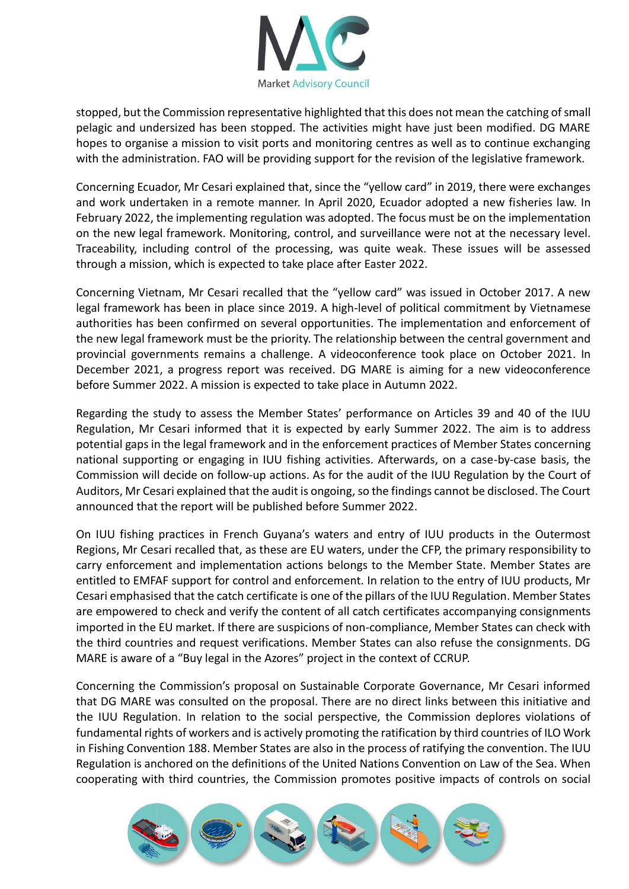stopped, but the Commission representative highlighted that this does not mean the catching of small pelagic and undersized has been stopped. The activities might have just been modified. DG MARE hopes to organise a mission to visit ports and monitoring centres as well as to continue exchanging with the administration. FAO will be providing support for the revision of the legislative framework.

Concerning Ecuador, Mr Cesari explained that, since the "yellow card" in 2019, there were exchanges and work undertaken in a remote manner. In April 2020, Ecuador adopted a new fisheries law. In February 2022, the implementing regulation was adopted. The focus must be on the implementation on the new legal framework. Monitoring, control, and surveillance were not at the necessary level. Traceability, including control of the processing, was quite weak. These issues will be assessed through a mission, which is expected to take place after Easter 2022.

Concerning Vietnam, Mr Cesari recalled that the "yellow card" was issued in October 2017. A new legal framework has been in place since 2019. A high-level of political commitment by Vietnamese authorities has been confirmed on several opportunities. The implementation and enforcement of the new legal framework must be the priority. The relationship between the central government and provincial governments remains a challenge. A videoconference took place on October 2021. In December 2021, a progress report was received. DG MARE is aiming for a new videoconference before Summer 2022. A mission is expected to take place in Autumn 2022.

Regarding the study to assess the Member States' performance on Articles 39 and 40 of the IUU Regulation, Mr Cesari informed that it is expected by early Summer 2022. The aim is to address potential gaps in the legal framework and in the enforcement practices of Member States concerning national supporting or engaging in IUU fishing activities. Afterwards, on a case-by-case basis, the Commission will decide on follow-up actions. As for the audit of the IUU Regulation by the Court of Auditors, Mr Cesari explained that the audit is ongoing, so the findings cannot be disclosed. The Court announced that the report will be published before Summer 2022.

On IUU fishing practices in French Guyana's waters and entry of IUU products in the Outermost Regions, Mr Cesari recalled that, as these are EU waters, under the CFP, the primary responsibility to carry enforcement and implementation actions belongs to the Member State. Member States are entitled to EMFAF support for control and enforcement. In relation to the entry of IUU products, Mr Cesari emphasised that the catch certificate is one of the pillars of the IUU Regulation. Member States are empowered to check and verify the content of all catch certificates accompanying consignments imported in the EU market. If there are suspicions of non-compliance, Member States can check with the third countries and request verifications. Member States can also refuse the consignments. DG MARE is aware of a "Buy legal in the Azores" project in the context of CCRUP.

Concerning the Commission's proposal on Sustainable Corporate Governance, Mr Cesari informed that DG MARE was consulted on the proposal. There are no direct links between this initiative and the IUU Regulation. In relation to the social perspective, the Commission deplores violations of fundamental rights of workers and is actively promoting the ratification by third countries of ILO Work in Fishing Convention 188. Member States are also in the process of ratifying the convention. The IUU Regulation is anchored on the definitions of the United Nations Convention on Law of the Sea. When cooperating with third countries, the Commission promotes positive impacts of controls on social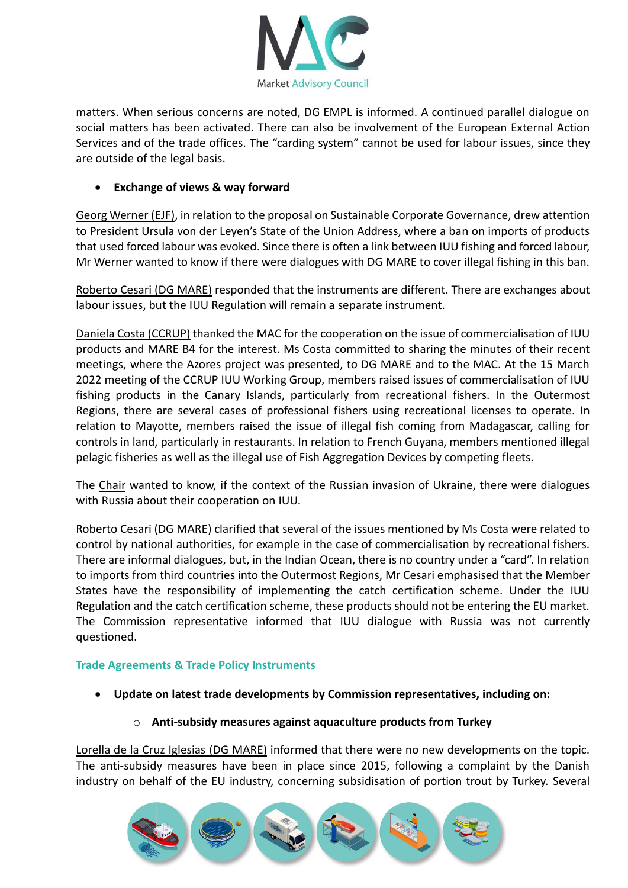matters. When serious concerns are noted, DG EMPL is informed. A continued parallel dialogue on social matters has been activated. There can also be involvement of the European External Action Services and of the trade offices. The "carding system" cannot be used for labour issues, since they are outside of the legal basis.

- **Exchange of views & way forward**

Georg Werner (EJF), in relation to the proposal on Sustainable Corporate Governance, drew attention to President Ursula von der Leyen's State of the Union Address, where a ban on imports of products that used forced labour was evoked. Since there is often a link between IUU fishing and forced labour, Mr Werner wanted to know if there were dialogues with DG MARE to cover illegal fishing in this ban.

Roberto Cesari (DG MARE) responded that the instruments are different. There are exchanges about labour issues, but the IUU Regulation will remain a separate instrument.

Daniela Costa (CCRUP) thanked the MAC for the cooperation on the issue of commercialisation of IUU products and MARE B4 for the interest. Ms Costa committed to sharing the minutes of their recent meetings, where the Azores project was presented, to DG MARE and to the MAC. At the 15 March 2022 meeting of the CCRUP IUU Working Group, members raised issues of commercialisation of IUU fishing products in the Canary Islands, particularly from recreational fishers. In the Outermost Regions, there are several cases of professional fishers using recreational licenses to operate. In relation to Mayotte, members raised the issue of illegal fish coming from Madagascar, calling for controls in land, particularly in restaurants. In relation to French Guyana, members mentioned illegal pelagic fisheries as well as the illegal use of Fish Aggregation Devices by competing fleets.

The Chair wanted to know, if the context of the Russian invasion of Ukraine, there were dialogues with Russia about their cooperation on IUU.

Roberto Cesari (DG MARE) clarified that several of the issues mentioned by Ms Costa were related to control by national authorities, for example in the case of commercialisation by recreational fishers. There are informal dialogues, but, in the Indian Ocean, there is no country under a "card". In relation to imports from third countries into the Outermost Regions, Mr Cesari emphasised that the Member States have the responsibility of implementing the catch certification scheme. Under the IUU Regulation and the catch certification scheme, these products should not be entering the EU market. The Commission representative informed that IUU dialogue with Russia was not currently questioned.

## Trade Agreements & Trade Policy Instruments

- **Update on latest trade developments by Commission representatives, including on:**
  - **Anti-subsidy measures against aquaculture products from Turkey**

Lorella de la Cruz Iglesias (DG MARE) informed that there were no new developments on the topic. The anti-subsidy measures have been in place since 2015, following a complaint by the Danish industry on behalf of the EU industry, concerning subsidisation of portion trout by Turkey. Several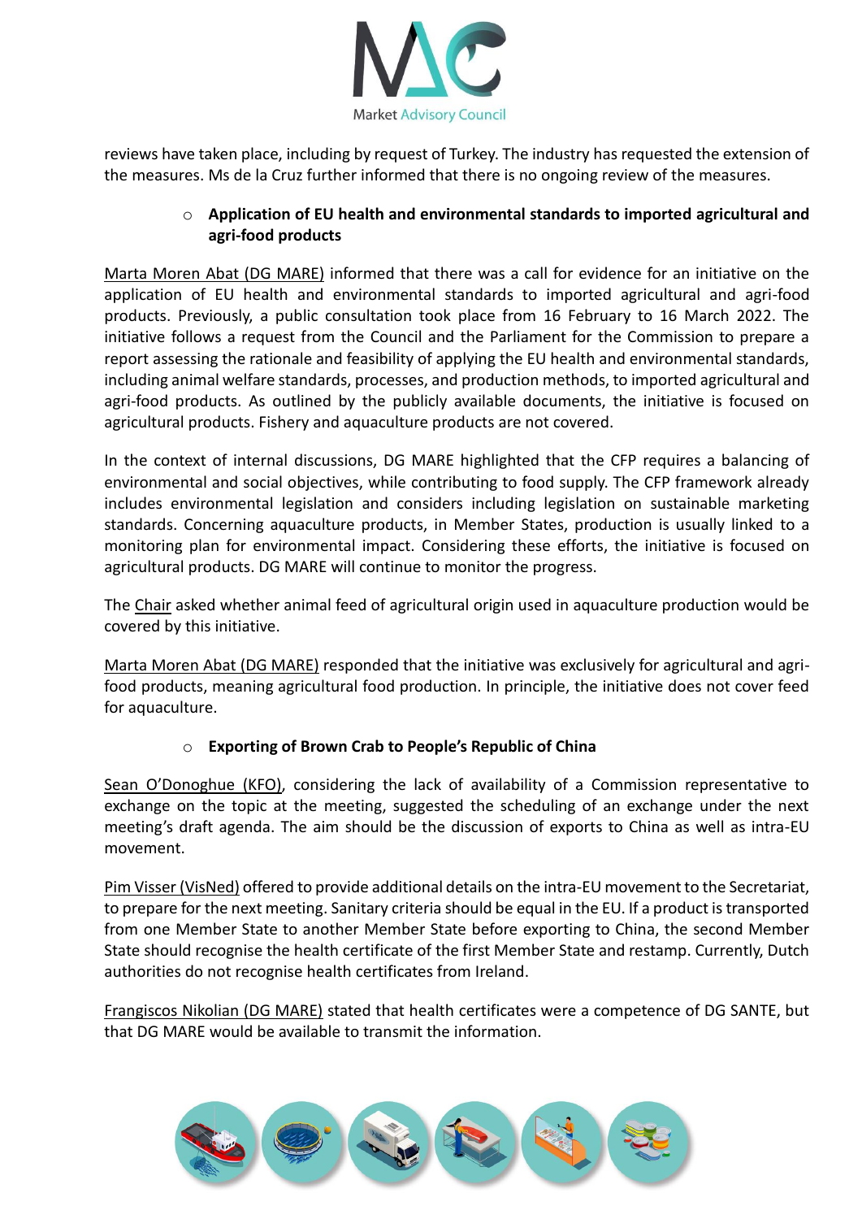reviews have taken place, including by request of Turkey. The industry has requested the extension of the measures. Ms de la Cruz further informed that there is no ongoing review of the measures.

- **Application of EU health and environmental standards to imported agricultural and agri-food products**

Marta Moren Abat (DG MARE) informed that there was a call for evidence for an initiative on the application of EU health and environmental standards to imported agricultural and agri-food products. Previously, a public consultation took place from 16 February to 16 March 2022. The initiative follows a request from the Council and the Parliament for the Commission to prepare a report assessing the rationale and feasibility of applying the EU health and environmental standards, including animal welfare standards, processes, and production methods, to imported agricultural and agri-food products. As outlined by the publicly available documents, the initiative is focused on agricultural products. Fishery and aquaculture products are not covered.

In the context of internal discussions, DG MARE highlighted that the CFP requires a balancing of environmental and social objectives, while contributing to food supply. The CFP framework already includes environmental legislation and considers including legislation on sustainable marketing standards. Concerning aquaculture products, in Member States, production is usually linked to a monitoring plan for environmental impact. Considering these efforts, the initiative is focused on agricultural products. DG MARE will continue to monitor the progress.

The Chair asked whether animal feed of agricultural origin used in aquaculture production would be covered by this initiative.

Marta Moren Abat (DG MARE) responded that the initiative was exclusively for agricultural and agri-food products, meaning agricultural food production. In principle, the initiative does not cover feed for aquaculture.

- **Exporting of Brown Crab to People's Republic of China**

Sean O'Donoghue (KFO), considering the lack of availability of a Commission representative to exchange on the topic at the meeting, suggested the scheduling of an exchange under the next meeting's draft agenda. The aim should be the discussion of exports to China as well as intra-EU movement.

Pim Visser (VisNed) offered to provide additional details on the intra-EU movement to the Secretariat, to prepare for the next meeting. Sanitary criteria should be equal in the EU. If a product is transported from one Member State to another Member State before exporting to China, the second Member State should recognise the health certificate of the first Member State and restamp. Currently, Dutch authorities do not recognise health certificates from Ireland.

Frangiscos Nikolian (DG MARE) stated that health certificates were a competence of DG SANTE, but that DG MARE would be available to transmit the information.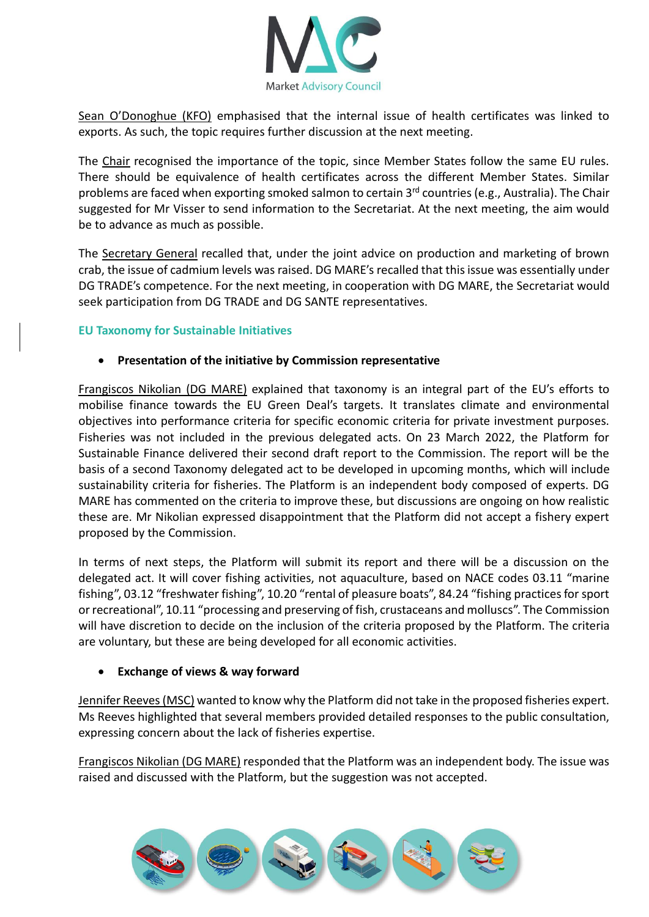Sean O'Donoghue (KFO) emphasised that the internal issue of health certificates was linked to exports. As such, the topic requires further discussion at the next meeting.

The Chair recognised the importance of the topic, since Member States follow the same EU rules. There should be equivalence of health certificates across the different Member States. Similar problems are faced when exporting smoked salmon to certain 3rd countries (e.g., Australia). The Chair suggested for Mr Visser to send information to the Secretariat. At the next meeting, the aim would be to advance as much as possible.

The Secretary General recalled that, under the joint advice on production and marketing of brown crab, the issue of cadmium levels was raised. DG MARE's recalled that this issue was essentially under DG TRADE's competence. For the next meeting, in cooperation with DG MARE, the Secretariat would seek participation from DG TRADE and DG SANTE representatives.

## EU Taxonomy for Sustainable Initiatives

- **Presentation of the initiative by Commission representative**

Frangiscos Nikolian (DG MARE) explained that taxonomy is an integral part of the EU's efforts to mobilise finance towards the EU Green Deal's targets. It translates climate and environmental objectives into performance criteria for specific economic criteria for private investment purposes. Fisheries was not included in the previous delegated acts. On 23 March 2022, the Platform for Sustainable Finance delivered their second draft report to the Commission. The report will be the basis of a second Taxonomy delegated act to be developed in upcoming months, which will include sustainability criteria for fisheries. The Platform is an independent body composed of experts. DG MARE has commented on the criteria to improve these, but discussions are ongoing on how realistic these are. Mr Nikolian expressed disappointment that the Platform did not accept a fishery expert proposed by the Commission.

In terms of next steps, the Platform will submit its report and there will be a discussion on the delegated act. It will cover fishing activities, not aquaculture, based on NACE codes 03.11 "marine fishing", 03.12 "freshwater fishing", 10.20 "rental of pleasure boats", 84.24 "fishing practices for sport or recreational", 10.11 "processing and preserving of fish, crustaceans and molluscs". The Commission will have discretion to decide on the inclusion of the criteria proposed by the Platform. The criteria are voluntary, but these are being developed for all economic activities.

- **Exchange of views & way forward**

Jennifer Reeves (MSC) wanted to know why the Platform did not take in the proposed fisheries expert. Ms Reeves highlighted that several members provided detailed responses to the public consultation, expressing concern about the lack of fisheries expertise.

Frangiscos Nikolian (DG MARE) responded that the Platform was an independent body. The issue was raised and discussed with the Platform, but the suggestion was not accepted.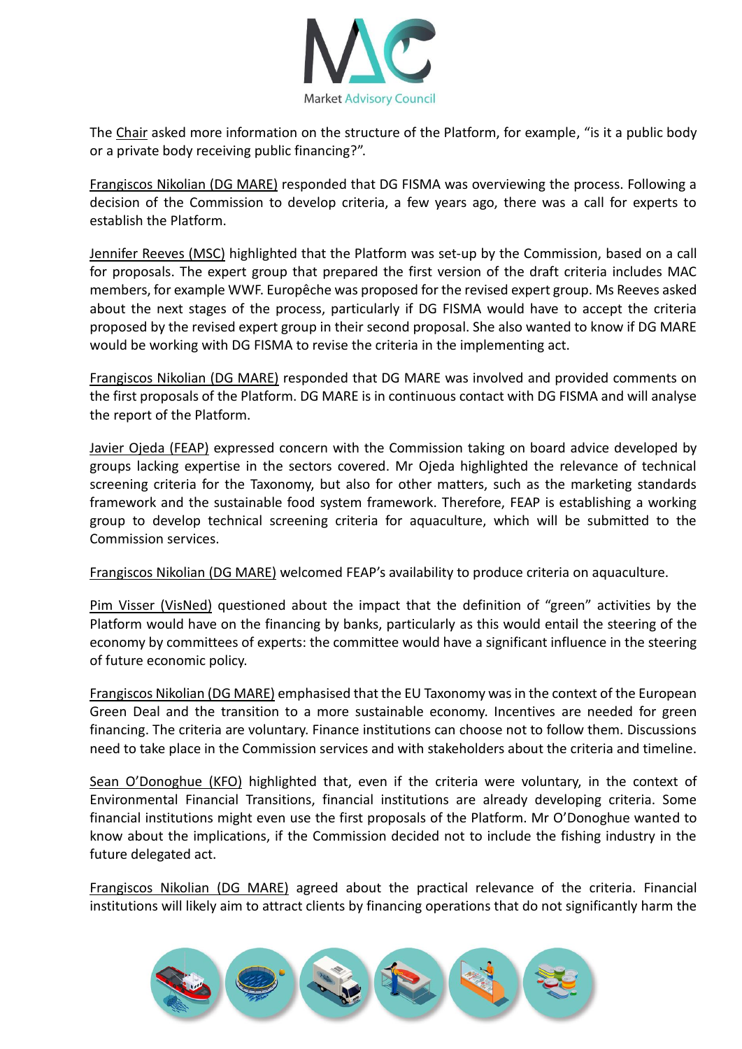The Chair asked more information on the structure of the Platform, for example, "is it a public body or a private body receiving public financing?".

Frangiscos Nikolian (DG MARE) responded that DG FISMA was overviewing the process. Following a decision of the Commission to develop criteria, a few years ago, there was a call for experts to establish the Platform.

Jennifer Reeves (MSC) highlighted that the Platform was set-up by the Commission, based on a call for proposals. The expert group that prepared the first version of the draft criteria includes MAC members, for example WWF. Europêche was proposed for the revised expert group. Ms Reeves asked about the next stages of the process, particularly if DG FISMA would have to accept the criteria proposed by the revised expert group in their second proposal. She also wanted to know if DG MARE would be working with DG FISMA to revise the criteria in the implementing act.

Frangiscos Nikolian (DG MARE) responded that DG MARE was involved and provided comments on the first proposals of the Platform. DG MARE is in continuous contact with DG FISMA and will analyse the report of the Platform.

Javier Ojeda (FEAP) expressed concern with the Commission taking on board advice developed by groups lacking expertise in the sectors covered. Mr Ojeda highlighted the relevance of technical screening criteria for the Taxonomy, but also for other matters, such as the marketing standards framework and the sustainable food system framework. Therefore, FEAP is establishing a working group to develop technical screening criteria for aquaculture, which will be submitted to the Commission services.

Frangiscos Nikolian (DG MARE) welcomed FEAP's availability to produce criteria on aquaculture.

Pim Visser (VisNed) questioned about the impact that the definition of "green" activities by the Platform would have on the financing by banks, particularly as this would entail the steering of the economy by committees of experts: the committee would have a significant influence in the steering of future economic policy.

Frangiscos Nikolian (DG MARE) emphasised that the EU Taxonomy was in the context of the European Green Deal and the transition to a more sustainable economy. Incentives are needed for green financing. The criteria are voluntary. Finance institutions can choose not to follow them. Discussions need to take place in the Commission services and with stakeholders about the criteria and timeline.

Sean O'Donoghue (KFO) highlighted that, even if the criteria were voluntary, in the context of Environmental Financial Transitions, financial institutions are already developing criteria. Some financial institutions might even use the first proposals of the Platform. Mr O'Donoghue wanted to know about the implications, if the Commission decided not to include the fishing industry in the future delegated act.

Frangiscos Nikolian (DG MARE) agreed about the practical relevance of the criteria. Financial institutions will likely aim to attract clients by financing operations that do not significantly harm the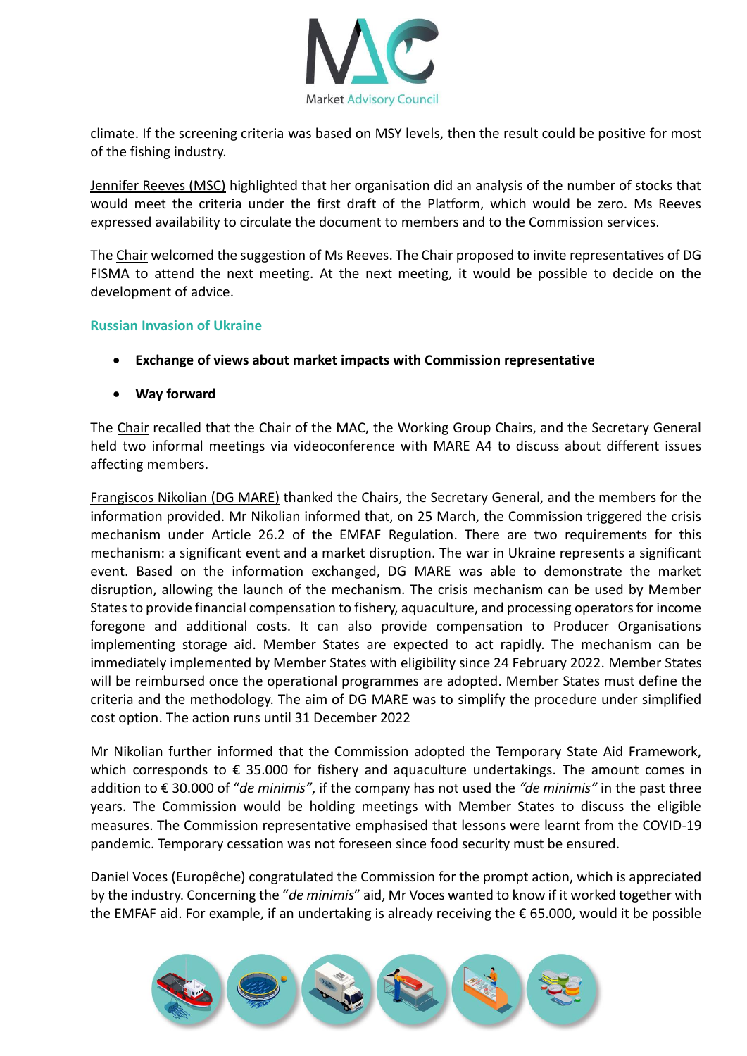climate. If the screening criteria was based on MSY levels, then the result could be positive for most of the fishing industry.

Jennifer Reeves (MSC) highlighted that her organisation did an analysis of the number of stocks that would meet the criteria under the first draft of the Platform, which would be zero. Ms Reeves expressed availability to circulate the document to members and to the Commission services.

The Chair welcomed the suggestion of Ms Reeves. The Chair proposed to invite representatives of DG FISMA to attend the next meeting. At the next meeting, it would be possible to decide on the development of advice.

## Russian Invasion of Ukraine

- **Exchange of views about market impacts with Commission representative**
- **Way forward**

The Chair recalled that the Chair of the MAC, the Working Group Chairs, and the Secretary General held two informal meetings via videoconference with MARE A4 to discuss about different issues affecting members.

Frangiscos Nikolian (DG MARE) thanked the Chairs, the Secretary General, and the members for the information provided. Mr Nikolian informed that, on 25 March, the Commission triggered the crisis mechanism under Article 26.2 of the EMFAF Regulation. There are two requirements for this mechanism: a significant event and a market disruption. The war in Ukraine represents a significant event. Based on the information exchanged, DG MARE was able to demonstrate the market disruption, allowing the launch of the mechanism. The crisis mechanism can be used by Member States to provide financial compensation to fishery, aquaculture, and processing operators for income foregone and additional costs. It can also provide compensation to Producer Organisations implementing storage aid. Member States are expected to act rapidly. The mechanism can be immediately implemented by Member States with eligibility since 24 February 2022. Member States will be reimbursed once the operational programmes are adopted. Member States must define the criteria and the methodology. The aim of DG MARE was to simplify the procedure under simplified cost option. The action runs until 31 December 2022

Mr Nikolian further informed that the Commission adopted the Temporary State Aid Framework, which corresponds to € 35.000 for fishery and aquaculture undertakings. The amount comes in addition to € 30.000 of "*de minimis"*, if the company has not used the *"de minimis"* in the past three years. The Commission would be holding meetings with Member States to discuss the eligible measures. The Commission representative emphasised that lessons were learnt from the COVID-19 pandemic. Temporary cessation was not foreseen since food security must be ensured.

Daniel Voces (Europêche) congratulated the Commission for the prompt action, which is appreciated by the industry. Concerning the "*de minimis*" aid, Mr Voces wanted to know if it worked together with the EMFAF aid. For example, if an undertaking is already receiving the € 65.000, would it be possible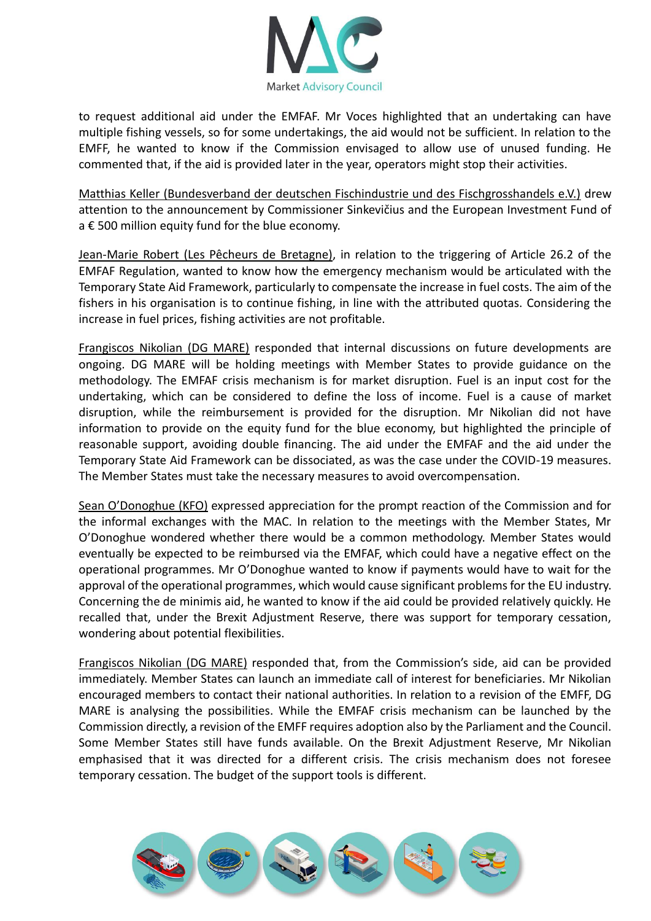to request additional aid under the EMFAF. Mr Voces highlighted that an undertaking can have multiple fishing vessels, so for some undertakings, the aid would not be sufficient. In relation to the EMFF, he wanted to know if the Commission envisaged to allow use of unused funding. He commented that, if the aid is provided later in the year, operators might stop their activities.

Matthias Keller (Bundesverband der deutschen Fischindustrie und des Fischgrosshandels e.V.) drew attention to the announcement by Commissioner Sinkevičius and the European Investment Fund of a € 500 million equity fund for the blue economy.

Jean-Marie Robert (Les Pêcheurs de Bretagne), in relation to the triggering of Article 26.2 of the EMFAF Regulation, wanted to know how the emergency mechanism would be articulated with the Temporary State Aid Framework, particularly to compensate the increase in fuel costs. The aim of the fishers in his organisation is to continue fishing, in line with the attributed quotas. Considering the increase in fuel prices, fishing activities are not profitable.

Frangiscos Nikolian (DG MARE) responded that internal discussions on future developments are ongoing. DG MARE will be holding meetings with Member States to provide guidance on the methodology. The EMFAF crisis mechanism is for market disruption. Fuel is an input cost for the undertaking, which can be considered to define the loss of income. Fuel is a cause of market disruption, while the reimbursement is provided for the disruption. Mr Nikolian did not have information to provide on the equity fund for the blue economy, but highlighted the principle of reasonable support, avoiding double financing. The aid under the EMFAF and the aid under the Temporary State Aid Framework can be dissociated, as was the case under the COVID-19 measures. The Member States must take the necessary measures to avoid overcompensation.

Sean O'Donoghue (KFO) expressed appreciation for the prompt reaction of the Commission and for the informal exchanges with the MAC. In relation to the meetings with the Member States, Mr O'Donoghue wondered whether there would be a common methodology. Member States would eventually be expected to be reimbursed via the EMFAF, which could have a negative effect on the operational programmes. Mr O'Donoghue wanted to know if payments would have to wait for the approval of the operational programmes, which would cause significant problems for the EU industry. Concerning the de minimis aid, he wanted to know if the aid could be provided relatively quickly. He recalled that, under the Brexit Adjustment Reserve, there was support for temporary cessation, wondering about potential flexibilities.

Frangiscos Nikolian (DG MARE) responded that, from the Commission's side, aid can be provided immediately. Member States can launch an immediate call of interest for beneficiaries. Mr Nikolian encouraged members to contact their national authorities. In relation to a revision of the EMFF, DG MARE is analysing the possibilities. While the EMFAF crisis mechanism can be launched by the Commission directly, a revision of the EMFF requires adoption also by the Parliament and the Council. Some Member States still have funds available. On the Brexit Adjustment Reserve, Mr Nikolian emphasised that it was directed for a different crisis. The crisis mechanism does not foresee temporary cessation. The budget of the support tools is different.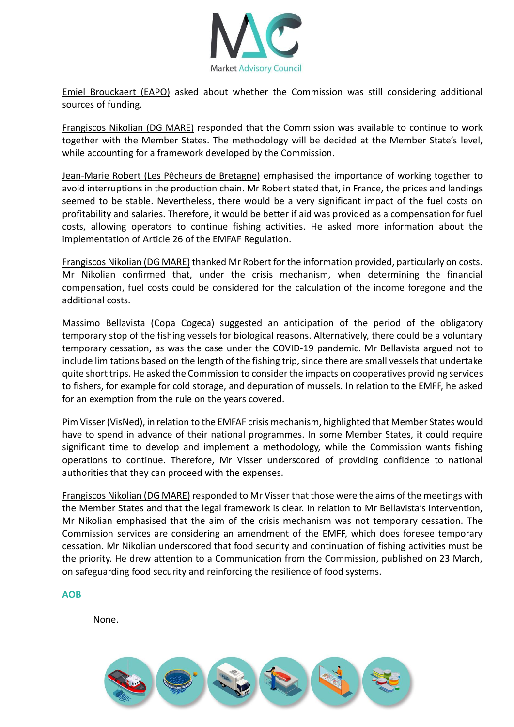Emiel Brouckaert (EAPO) asked about whether the Commission was still considering additional sources of funding.

Frangiscos Nikolian (DG MARE) responded that the Commission was available to continue to work together with the Member States. The methodology will be decided at the Member State's level, while accounting for a framework developed by the Commission.

Jean-Marie Robert (Les Pêcheurs de Bretagne) emphasised the importance of working together to avoid interruptions in the production chain. Mr Robert stated that, in France, the prices and landings seemed to be stable. Nevertheless, there would be a very significant impact of the fuel costs on profitability and salaries. Therefore, it would be better if aid was provided as a compensation for fuel costs, allowing operators to continue fishing activities. He asked more information about the implementation of Article 26 of the EMFAF Regulation.

Frangiscos Nikolian (DG MARE) thanked Mr Robert for the information provided, particularly on costs. Mr Nikolian confirmed that, under the crisis mechanism, when determining the financial compensation, fuel costs could be considered for the calculation of the income foregone and the additional costs.

Massimo Bellavista (Copa Cogeca) suggested an anticipation of the period of the obligatory temporary stop of the fishing vessels for biological reasons. Alternatively, there could be a voluntary temporary cessation, as was the case under the COVID-19 pandemic. Mr Bellavista argued not to include limitations based on the length of the fishing trip, since there are small vessels that undertake quite short trips. He asked the Commission to consider the impacts on cooperatives providing services to fishers, for example for cold storage, and depuration of mussels. In relation to the EMFF, he asked for an exemption from the rule on the years covered.

Pim Visser (VisNed), in relation to the EMFAF crisis mechanism, highlighted that Member States would have to spend in advance of their national programmes. In some Member States, it could require significant time to develop and implement a methodology, while the Commission wants fishing operations to continue. Therefore, Mr Visser underscored of providing confidence to national authorities that they can proceed with the expenses.

Frangiscos Nikolian (DG MARE) responded to Mr Visser that those were the aims of the meetings with the Member States and that the legal framework is clear. In relation to Mr Bellavista's intervention, Mr Nikolian emphasised that the aim of the crisis mechanism was not temporary cessation. The Commission services are considering an amendment of the EMFF, which does foresee temporary cessation. Mr Nikolian underscored that food security and continuation of fishing activities must be the priority. He drew attention to a Communication from the Commission, published on 23 March, on safeguarding food security and reinforcing the resilience of food systems.

### AOB

None.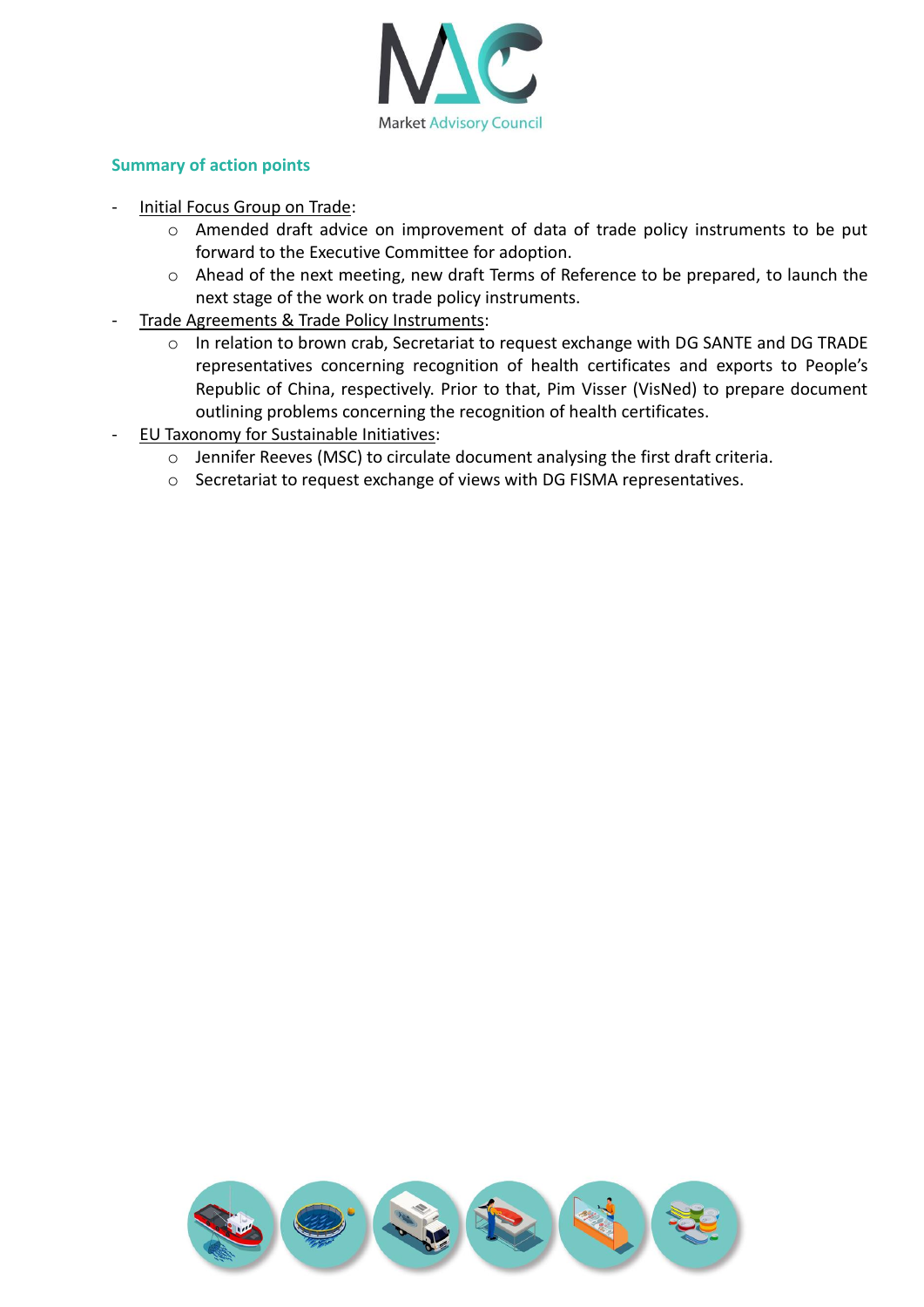## Summary of action points

- Initial Focus Group on Trade:
  - Amended draft advice on improvement of data of trade policy instruments to be put forward to the Executive Committee for adoption.
  - Ahead of the next meeting, new draft Terms of Reference to be prepared, to launch the next stage of the work on trade policy instruments.
- Trade Agreements & Trade Policy Instruments:
  - In relation to brown crab, Secretariat to request exchange with DG SANTE and DG TRADE representatives concerning recognition of health certificates and exports to People's Republic of China, respectively. Prior to that, Pim Visser (VisNed) to prepare document outlining problems concerning the recognition of health certificates.
- EU Taxonomy for Sustainable Initiatives:
  - Jennifer Reeves (MSC) to circulate document analysing the first draft criteria.
  - Secretariat to request exchange of views with DG FISMA representatives.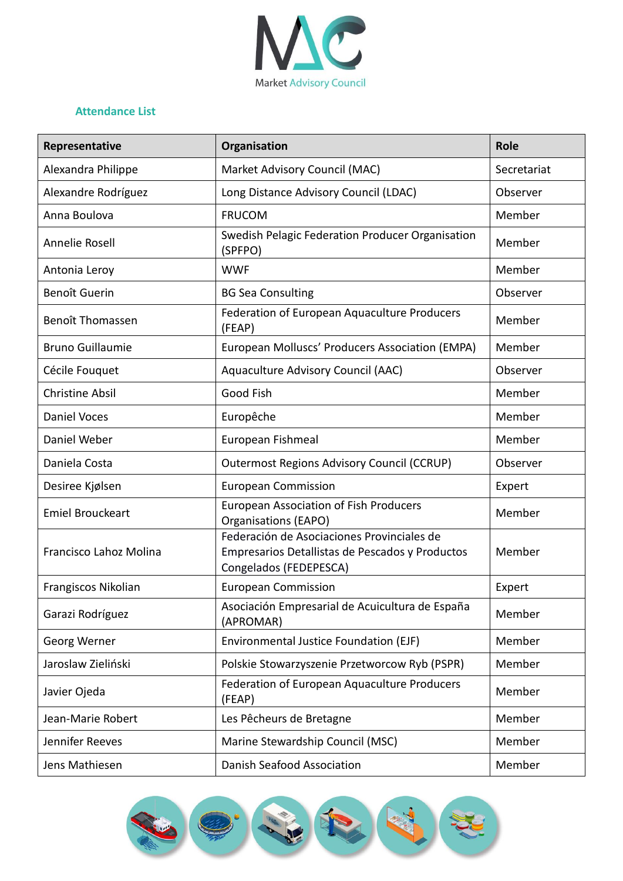Market Advisory Council

## Attendance List

| Representative | Organisation | Role |
|---|---|---|
| Alexandra Philippe | Market Advisory Council (MAC) | Secretariat |
| Alexandre Rodríguez | Long Distance Advisory Council (LDAC) | Observer |
| Anna Boulova | FRUCOM | Member |
| Annelie Rosell | Swedish Pelagic Federation Producer Organisation (SPFPO) | Member |
| Antonia Leroy | WWF | Member |
| Benoît Guerin | BG Sea Consulting | Observer |
| Benoît Thomassen | Federation of European Aquaculture Producers (FEAP) | Member |
| Bruno Guillaumie | European Molluscs' Producers Association (EMPA) | Member |
| Cécile Fouquet | Aquaculture Advisory Council (AAC) | Observer |
| Christine Absil | Good Fish | Member |
| Daniel Voces | Europêche | Member |
| Daniel Weber | European Fishmeal | Member |
| Daniela Costa | Outermost Regions Advisory Council (CCRUP) | Observer |
| Desiree Kjølsen | European Commission | Expert |
| Emiel Brouckeart | European Association of Fish Producers Organisations (EAPO) | Member |
| Francisco Lahoz Molina | Federación de Asociaciones Provinciales de Empresarios Detallistas de Pescados y Productos Congelados (FEDEPESCA) | Member |
| Frangiscos Nikolian | European Commission | Expert |
| Garazi Rodríguez | Asociación Empresarial de Acuicultura de España (APROMAR) | Member |
| Georg Werner | Environmental Justice Foundation (EJF) | Member |
| Jaroslaw Zieliński | Polskie Stowarzyszenie Przetworcow Ryb (PSPR) | Member |
| Javier Ojeda | Federation of European Aquaculture Producers (FEAP) | Member |
| Jean-Marie Robert | Les Pêcheurs de Bretagne | Member |
| Jennifer Reeves | Marine Stewardship Council (MSC) | Member |
| Jens Mathiesen | Danish Seafood Association | Member |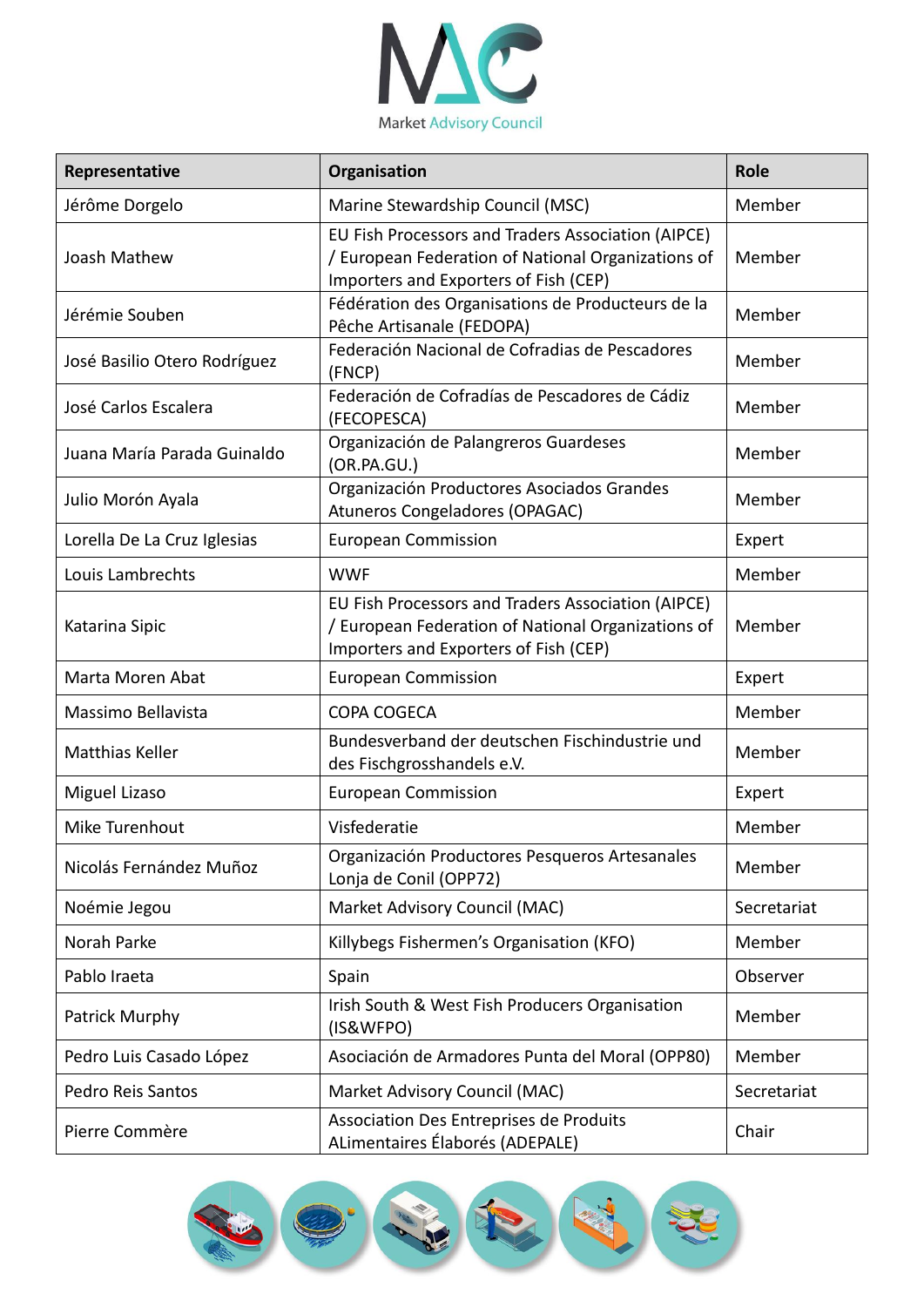| Representative | Organisation | Role |
| --- | --- | --- |
| Jérôme Dorgelo | Marine Stewardship Council (MSC) | Member |
| Joash Mathew | EU Fish Processors and Traders Association (AIPCE) / European Federation of National Organizations of Importers and Exporters of Fish (CEP) | Member |
| Jérémie Souben | Fédération des Organisations de Producteurs de la Pêche Artisanale (FEDOPA) | Member |
| José Basilio Otero Rodríguez | Federación Nacional de Cofradias de Pescadores (FNCP) | Member |
| José Carlos Escalera | Federación de Cofradías de Pescadores de Cádiz (FECOPESCA) | Member |
| Juana María Parada Guinaldo | Organización de Palangreros Guardeses (OR.PA.GU.) | Member |
| Julio Morón Ayala | Organización Productores Asociados Grandes Atuneros Congeladores (OPAGAC) | Member |
| Lorella De La Cruz Iglesias | European Commission | Expert |
| Louis Lambrechts | WWF | Member |
| Katarina Sipic | EU Fish Processors and Traders Association (AIPCE) / European Federation of National Organizations of Importers and Exporters of Fish (CEP) | Member |
| Marta Moren Abat | European Commission | Expert |
| Massimo Bellavista | COPA COGECA | Member |
| Matthias Keller | Bundesverband der deutschen Fischindustrie und des Fischgrosshandels e.V. | Member |
| Miguel Lizaso | European Commission | Expert |
| Mike Turenhout | Visfederatie | Member |
| Nicolás Fernández Muñoz | Organización Productores Pesqueros Artesanales Lonja de Conil (OPP72) | Member |
| Noémie Jegou | Market Advisory Council (MAC) | Secretariat |
| Norah Parke | Killybegs Fishermen's Organisation (KFO) | Member |
| Pablo Iraeta | Spain | Observer |
| Patrick Murphy | Irish South & West Fish Producers Organisation (IS&WFPO) | Member |
| Pedro Luis Casado López | Asociación de Armadores Punta del Moral (OPP80) | Member |
| Pedro Reis Santos | Market Advisory Council (MAC) | Secretariat |
| Pierre Commère | Association Des Entreprises de Produits ALimentaires Élaborés (ADEPALE) | Chair |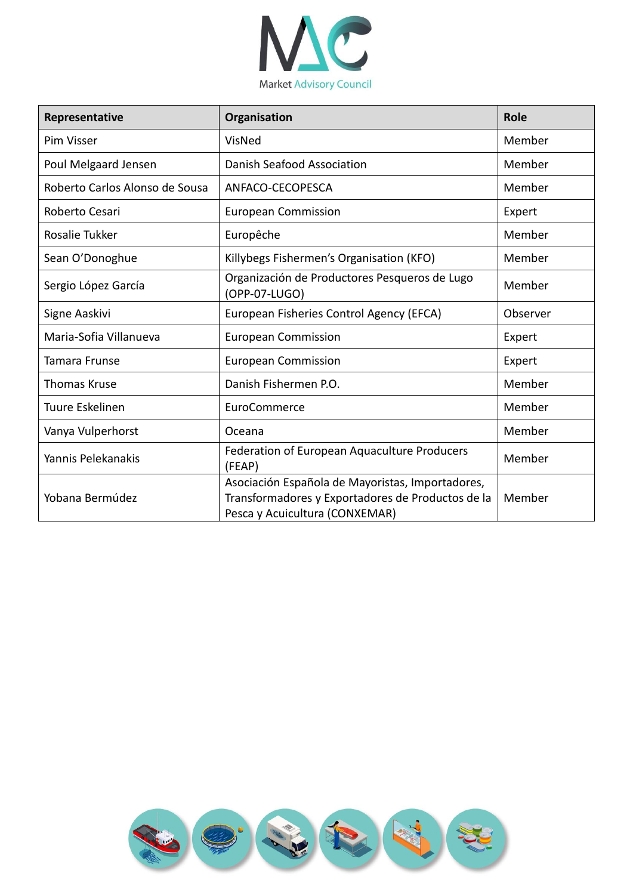| Representative | Organisation | Role |
|---|---|---|
| Pim Visser | VisNed | Member |
| Poul Melgaard Jensen | Danish Seafood Association | Member |
| Roberto Carlos Alonso de Sousa | ANFACO-CECOPESCA | Member |
| Roberto Cesari | European Commission | Expert |
| Rosalie Tukker | Europêche | Member |
| Sean O'Donoghue | Killybegs Fishermen's Organisation (KFO) | Member |
| Sergio López García | Organización de Productores Pesqueros de Lugo (OPP-07-LUGO) | Member |
| Signe Aaskivi | European Fisheries Control Agency (EFCA) | Observer |
| Maria-Sofia Villanueva | European Commission | Expert |
| Tamara Frunse | European Commission | Expert |
| Thomas Kruse | Danish Fishermen P.O. | Member |
| Tuure Eskelinen | EuroCommerce | Member |
| Vanya Vulperhorst | Oceana | Member |
| Yannis Pelekanakis | Federation of European Aquaculture Producers (FEAP) | Member |
| Yobana Bermúdez | Asociación Española de Mayoristas, Importadores, Transformadores y Exportadores de Productos de la Pesca y Acuicultura (CONXEMAR) | Member |